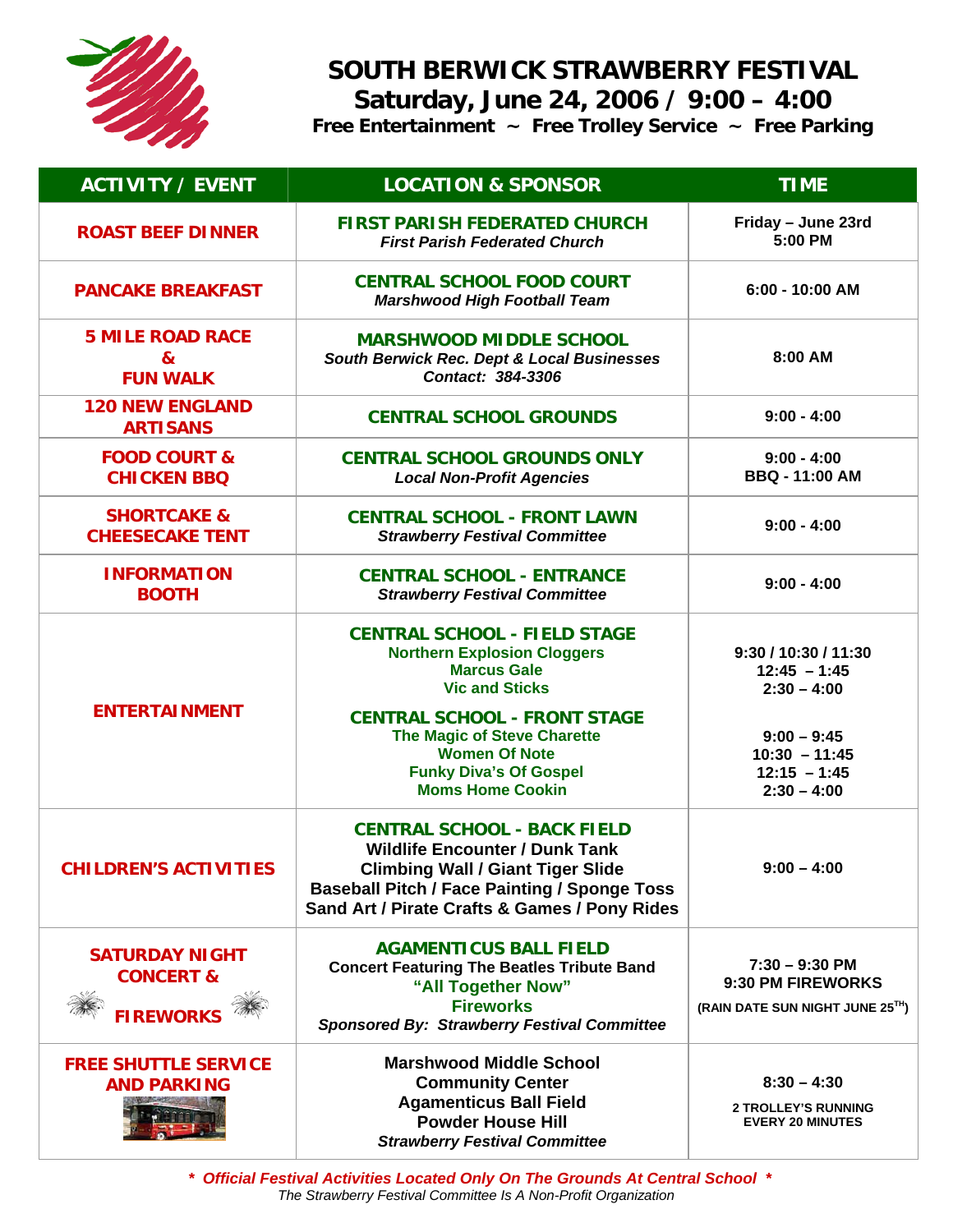# SOUTH BERWICK STRAWBERRY FESTIVAL

## Saturday, June 24, 2006 / 9:00 – 4:00

**Free Entertainment ~ Free Trolley Service ~ Free Parking**

| ACTIVITY / EVENT | LOCATION & SPONSOR | TIME |
|---|---|---|
| ROAST BEEF DINNER | FIRST PARISH FEDERATED CHURCH<br>*First Parish Federated Church* | Friday – June 23rd<br>5:00 PM |
| PANCAKE BREAKFAST | CENTRAL SCHOOL FOOD COURT<br>*Marshwood High Football Team* | 6:00 - 10:00 AM |
| 5 MILE ROAD RACE<br>&<br>FUN WALK | MARSHWOOD MIDDLE SCHOOL<br>*South Berwick Rec. Dept & Local Businesses*<br>*Contact: 384-3306* | 8:00 AM |
| 120 NEW ENGLAND ARTISANS | CENTRAL SCHOOL GROUNDS | 9:00 - 4:00 |
| FOOD COURT & CHICKEN BBQ | CENTRAL SCHOOL GROUNDS ONLY<br>*Local Non-Profit Agencies* | 9:00 - 4:00<br>BBQ - 11:00 AM |
| SHORTCAKE & CHEESECAKE TENT | CENTRAL SCHOOL - FRONT LAWN<br>*Strawberry Festival Committee* | 9:00 - 4:00 |
| INFORMATION BOOTH | CENTRAL SCHOOL - ENTRANCE<br>*Strawberry Festival Committee* | 9:00 - 4:00 |
| ENTERTAINMENT | CENTRAL SCHOOL - FIELD STAGE<br>Northern Explosion Cloggers<br>Marcus Gale<br>Vic and Sticks<br><br>CENTRAL SCHOOL - FRONT STAGE<br>The Magic of Steve Charette<br>Women Of Note<br>Funky Diva's Of Gospel<br>Moms Home Cookin | 9:30 / 10:30 / 11:30<br>12:45 – 1:45<br>2:30 – 4:00<br><br>9:00 – 9:45<br>10:30 – 11:45<br>12:15 – 1:45<br>2:30 – 4:00 |
| CHILDREN'S ACTIVITIES | CENTRAL SCHOOL - BACK FIELD<br>Wildlife Encounter / Dunk Tank<br>Climbing Wall / Giant Tiger Slide<br>Baseball Pitch / Face Painting / Sponge Toss<br>Sand Art / Pirate Crafts & Games / Pony Rides | 9:00 – 4:00 |
| SATURDAY NIGHT CONCERT &<br>FIREWORKS | AGAMENTICUS BALL FIELD<br>Concert Featuring The Beatles Tribute Band<br>"All Together Now"<br>Fireworks<br>*Sponsored By: Strawberry Festival Committee* | 7:30 – 9:30 PM<br>9:30 PM FIREWORKS<br>(RAIN DATE SUN NIGHT JUNE 25TH) |
| FREE SHUTTLE SERVICE AND PARKING | Marshwood Middle School<br>Community Center<br>Agamenticus Ball Field<br>Powder House Hill<br>*Strawberry Festival Committee* | 8:30 – 4:30<br>2 TROLLEY'S RUNNING EVERY 20 MINUTES |

***\* Official Festival Activities Located Only On The Grounds At Central School \****

*The Strawberry Festival Committee Is A Non-Profit Organization*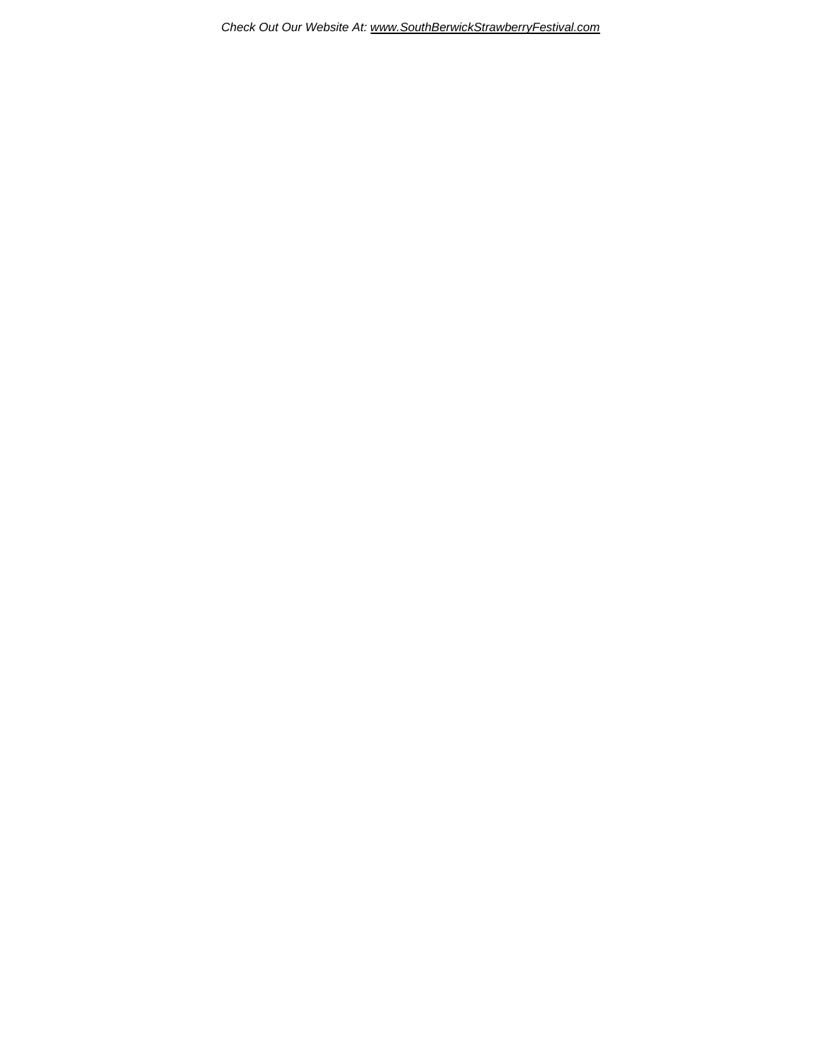*Check Out Our Website At: www.SouthBerwickStrawberryFestival.com*